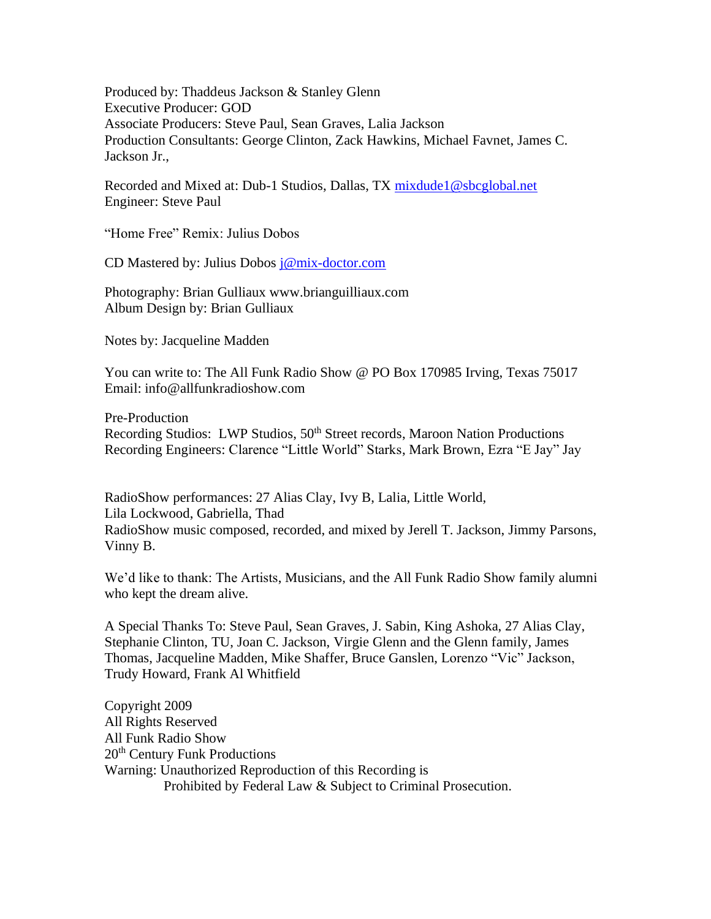Produced by: Thaddeus Jackson & Stanley Glenn
Executive Producer: GOD
Associate Producers: Steve Paul, Sean Graves, Lalia Jackson
Production Consultants: George Clinton, Zack Hawkins, Michael Favnet, James C. Jackson Jr.,

Recorded and Mixed at: Dub-1 Studios, Dallas, TX mixdude1@sbcglobal.net
Engineer: Steve Paul

"Home Free" Remix: Julius Dobos

CD Mastered by: Julius Dobos j@mix-doctor.com

Photography: Brian Gulliaux www.brianguilliaux.com
Album Design by: Brian Gulliaux

Notes by: Jacqueline Madden

You can write to: The All Funk Radio Show @ PO Box 170985 Irving, Texas 75017
Email: info@allfunkradioshow.com

Pre-Production
Recording Studios: LWP Studios, 50th Street records, Maroon Nation Productions
Recording Engineers: Clarence "Little World" Starks, Mark Brown, Ezra "E Jay" Jay

RadioShow performances: 27 Alias Clay, Ivy B, Lalia, Little World,
Lila Lockwood, Gabriella, Thad
RadioShow music composed, recorded, and mixed by Jerell T. Jackson, Jimmy Parsons, Vinny B.

We'd like to thank: The Artists, Musicians, and the All Funk Radio Show family alumni who kept the dream alive.

A Special Thanks To: Steve Paul, Sean Graves, J. Sabin, King Ashoka, 27 Alias Clay, Stephanie Clinton, TU, Joan C. Jackson, Virgie Glenn and the Glenn family, James Thomas, Jacqueline Madden, Mike Shaffer, Bruce Ganslen, Lorenzo "Vic" Jackson, Trudy Howard, Frank Al Whitfield

Copyright 2009
All Rights Reserved
All Funk Radio Show
20th Century Funk Productions
Warning: Unauthorized Reproduction of this Recording is
Prohibited by Federal Law & Subject to Criminal Prosecution.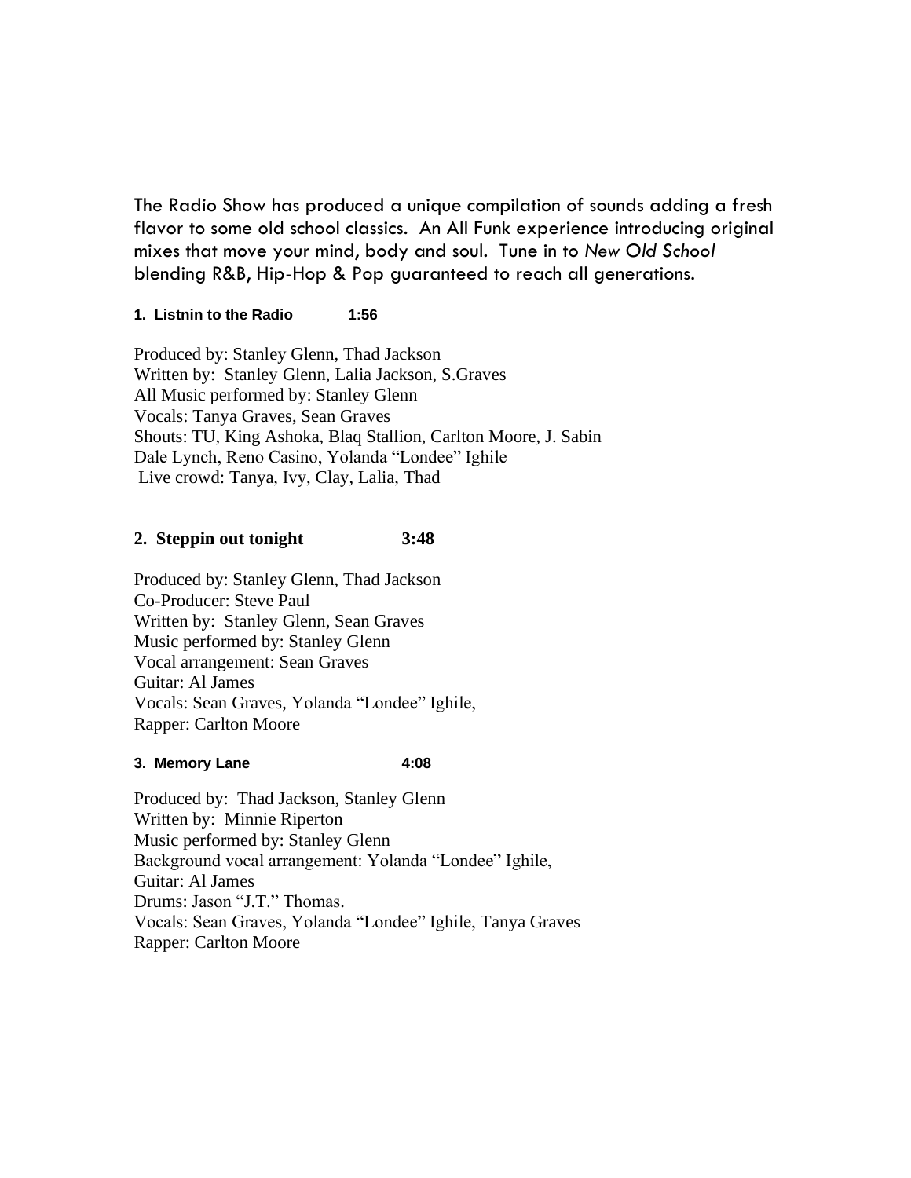The Radio Show has produced a unique compilation of sounds adding a fresh flavor to some old school classics. An All Funk experience introducing original mixes that move your mind, body and soul. Tune in to *New Old School* blending R&B, Hip-Hop & Pop guaranteed to reach all generations.

**1. Listnin to the Radio 1:56**

Produced by: Stanley Glenn, Thad Jackson
Written by: Stanley Glenn, Lalia Jackson, S.Graves
All Music performed by: Stanley Glenn
Vocals: Tanya Graves, Sean Graves
Shouts: TU, King Ashoka, Blaq Stallion, Carlton Moore, J. Sabin
Dale Lynch, Reno Casino, Yolanda "Londee" Ighile
Live crowd: Tanya, Ivy, Clay, Lalia, Thad

**2. Steppin out tonight 3:48**

Produced by: Stanley Glenn, Thad Jackson
Co-Producer: Steve Paul
Written by: Stanley Glenn, Sean Graves
Music performed by: Stanley Glenn
Vocal arrangement: Sean Graves
Guitar: Al James
Vocals: Sean Graves, Yolanda "Londee" Ighile,
Rapper: Carlton Moore

**3. Memory Lane 4:08**

Produced by: Thad Jackson, Stanley Glenn
Written by: Minnie Riperton
Music performed by: Stanley Glenn
Background vocal arrangement: Yolanda "Londee" Ighile,
Guitar: Al James
Drums: Jason "J.T." Thomas.
Vocals: Sean Graves, Yolanda "Londee" Ighile, Tanya Graves
Rapper: Carlton Moore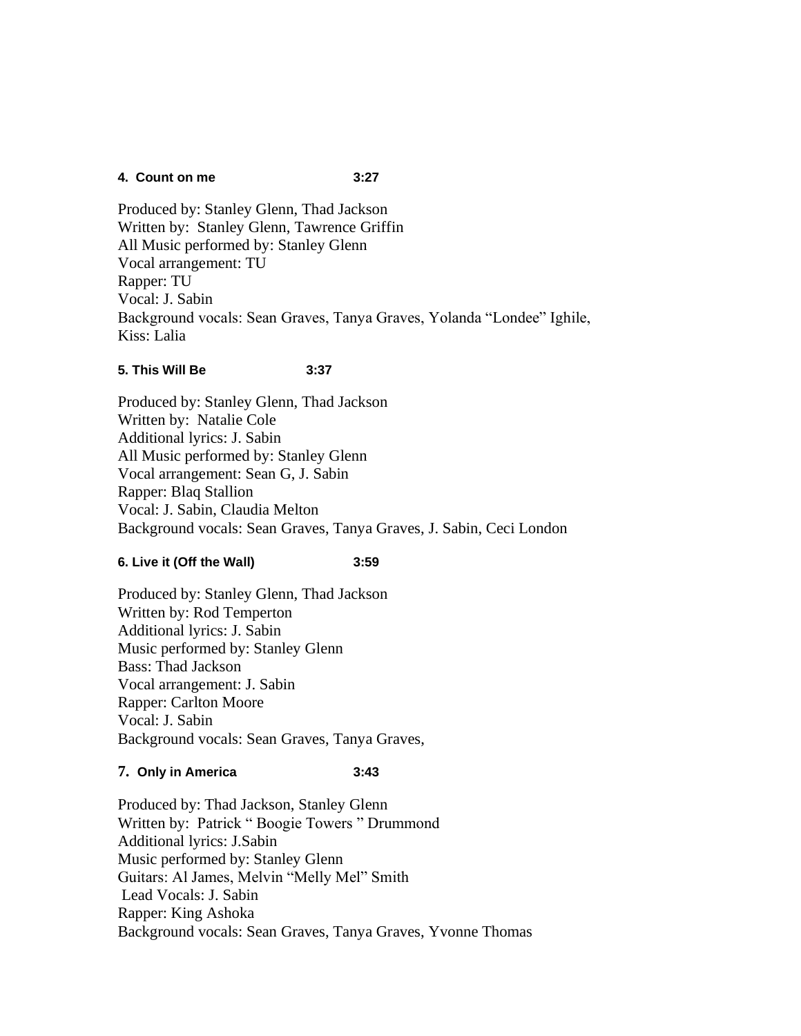**4. Count on me 3:27**

Produced by: Stanley Glenn, Thad Jackson
Written by: Stanley Glenn, Tawrence Griffin
All Music performed by: Stanley Glenn
Vocal arrangement: TU
Rapper: TU
Vocal: J. Sabin
Background vocals: Sean Graves, Tanya Graves, Yolanda "Londee" Ighile,
Kiss: Lalia

**5. This Will Be 3:37**

Produced by: Stanley Glenn, Thad Jackson
Written by: Natalie Cole
Additional lyrics: J. Sabin
All Music performed by: Stanley Glenn
Vocal arrangement: Sean G, J. Sabin
Rapper: Blaq Stallion
Vocal: J. Sabin, Claudia Melton
Background vocals: Sean Graves, Tanya Graves, J. Sabin, Ceci London

**6. Live it (Off the Wall) 3:59**

Produced by: Stanley Glenn, Thad Jackson
Written by: Rod Temperton
Additional lyrics: J. Sabin
Music performed by: Stanley Glenn
Bass: Thad Jackson
Vocal arrangement: J. Sabin
Rapper: Carlton Moore
Vocal: J. Sabin
Background vocals: Sean Graves, Tanya Graves,

**7. Only in America 3:43**

Produced by: Thad Jackson, Stanley Glenn
Written by: Patrick " Boogie Towers " Drummond
Additional lyrics: J.Sabin
Music performed by: Stanley Glenn
Guitars: Al James, Melvin "Melly Mel" Smith
Lead Vocals: J. Sabin
Rapper: King Ashoka
Background vocals: Sean Graves, Tanya Graves, Yvonne Thomas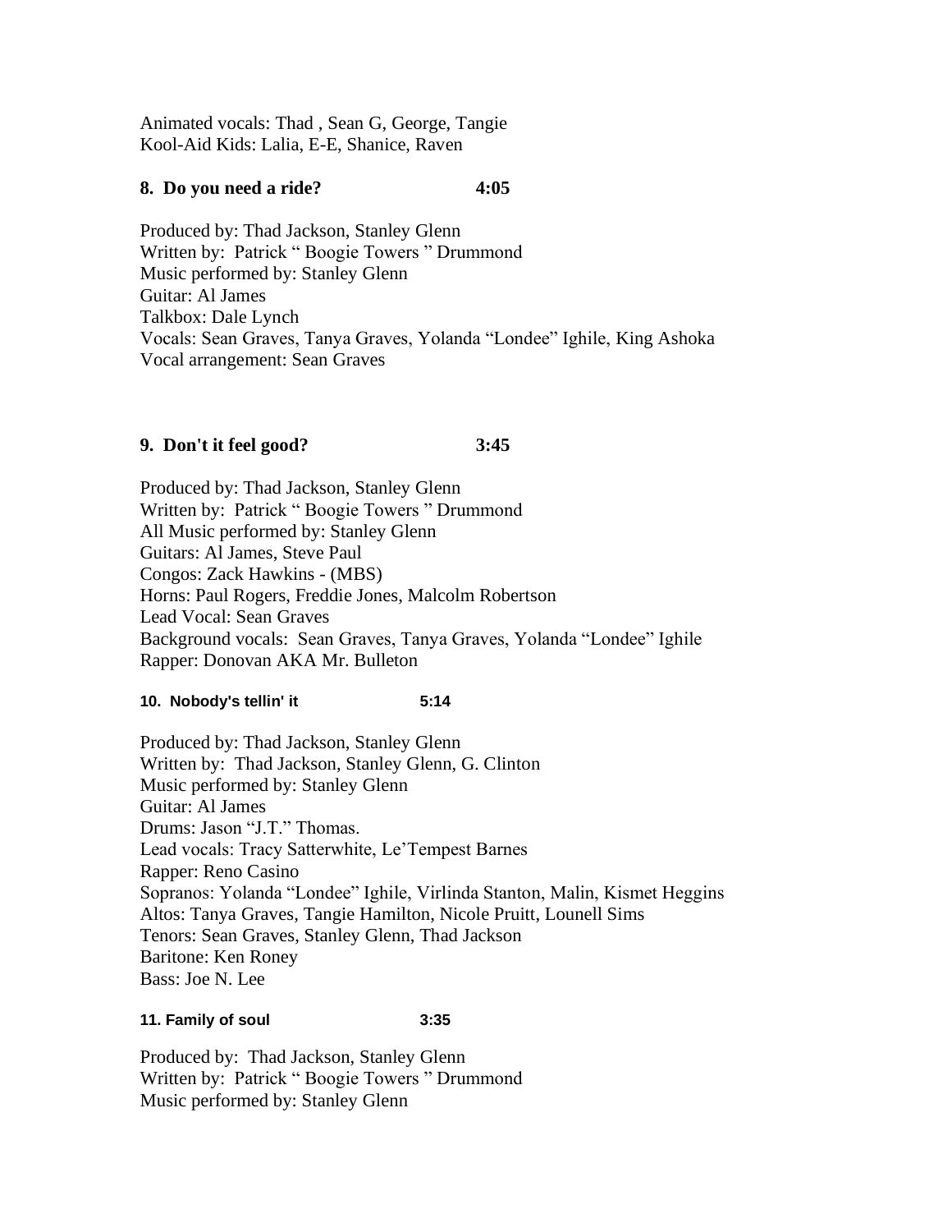Animated vocals: Thad , Sean G, George, Tangie
Kool-Aid Kids: Lalia, E-E, Shanice, Raven

**8. Do you need a ride? 4:05**

Produced by: Thad Jackson, Stanley Glenn
Written by: Patrick " Boogie Towers " Drummond
Music performed by: Stanley Glenn
Guitar: Al James
Talkbox: Dale Lynch
Vocals: Sean Graves, Tanya Graves, Yolanda "Londee" Ighile, King Ashoka
Vocal arrangement: Sean Graves

**9. Don't it feel good? 3:45**

Produced by: Thad Jackson, Stanley Glenn
Written by: Patrick " Boogie Towers " Drummond
All Music performed by: Stanley Glenn
Guitars: Al James, Steve Paul
Congos: Zack Hawkins - (MBS)
Horns: Paul Rogers, Freddie Jones, Malcolm Robertson
Lead Vocal: Sean Graves
Background vocals: Sean Graves, Tanya Graves, Yolanda "Londee" Ighile
Rapper: Donovan AKA Mr. Bulleton

**10. Nobody's tellin' it 5:14**

Produced by: Thad Jackson, Stanley Glenn
Written by: Thad Jackson, Stanley Glenn, G. Clinton
Music performed by: Stanley Glenn
Guitar: Al James
Drums: Jason "J.T." Thomas.
Lead vocals: Tracy Satterwhite, Le'Tempest Barnes
Rapper: Reno Casino
Sopranos: Yolanda "Londee" Ighile, Virlinda Stanton, Malin, Kismet Heggins
Altos: Tanya Graves, Tangie Hamilton, Nicole Pruitt, Lounell Sims
Tenors: Sean Graves, Stanley Glenn, Thad Jackson
Baritone: Ken Roney
Bass: Joe N. Lee

**11. Family of soul 3:35**

Produced by: Thad Jackson, Stanley Glenn
Written by: Patrick " Boogie Towers " Drummond
Music performed by: Stanley Glenn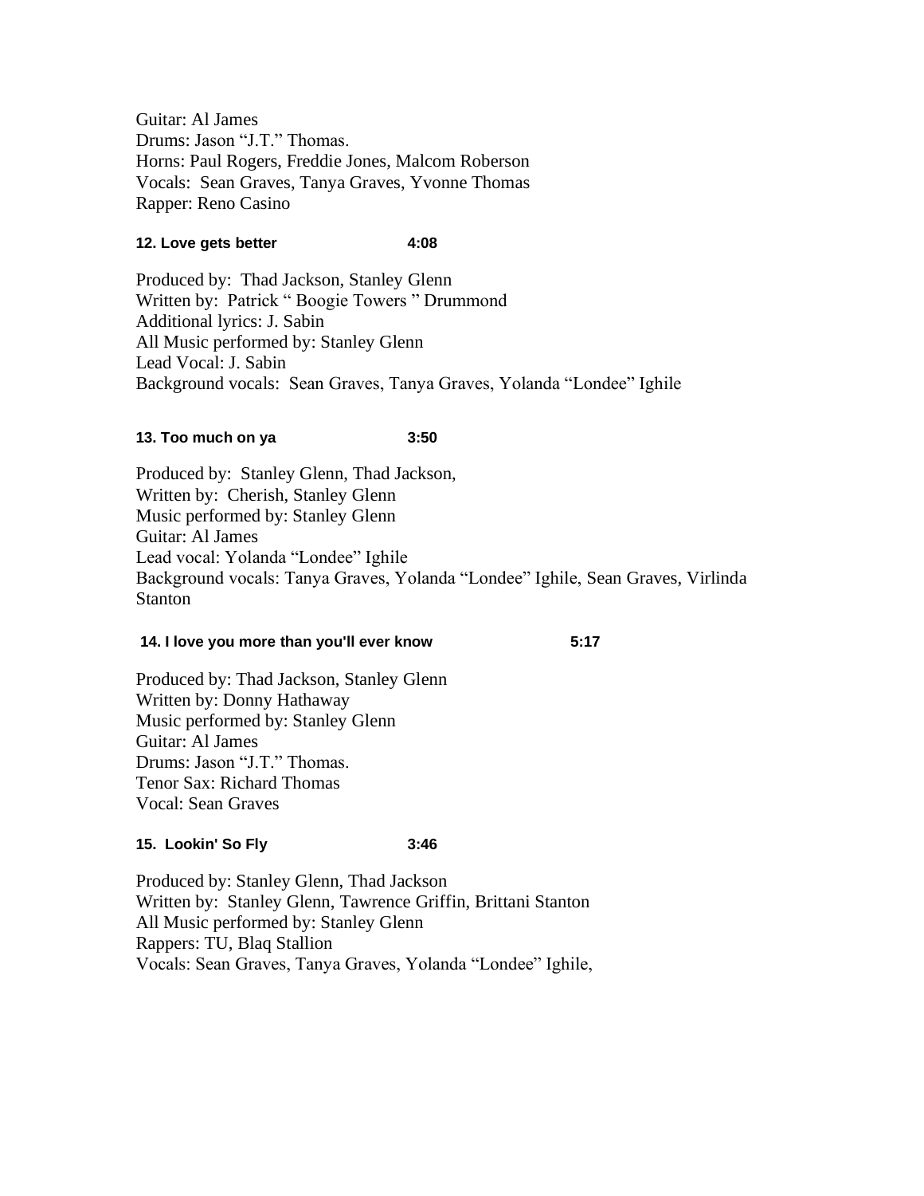Guitar: Al James
Drums: Jason "J.T." Thomas.
Horns: Paul Rogers, Freddie Jones, Malcom Roberson
Vocals: Sean Graves, Tanya Graves, Yvonne Thomas
Rapper: Reno Casino

**12. Love gets better 4:08**

Produced by: Thad Jackson, Stanley Glenn
Written by: Patrick " Boogie Towers " Drummond
Additional lyrics: J. Sabin
All Music performed by: Stanley Glenn
Lead Vocal: J. Sabin
Background vocals: Sean Graves, Tanya Graves, Yolanda "Londee" Ighile

**13. Too much on ya 3:50**

Produced by: Stanley Glenn, Thad Jackson,
Written by: Cherish, Stanley Glenn
Music performed by: Stanley Glenn
Guitar: Al James
Lead vocal: Yolanda "Londee" Ighile
Background vocals: Tanya Graves, Yolanda "Londee" Ighile, Sean Graves, Virlinda Stanton

**14. I love you more than you'll ever know 5:17**

Produced by: Thad Jackson, Stanley Glenn
Written by: Donny Hathaway
Music performed by: Stanley Glenn
Guitar: Al James
Drums: Jason "J.T." Thomas.
Tenor Sax: Richard Thomas
Vocal: Sean Graves

**15. Lookin' So Fly 3:46**

Produced by: Stanley Glenn, Thad Jackson
Written by: Stanley Glenn, Tawrence Griffin, Brittani Stanton
All Music performed by: Stanley Glenn
Rappers: TU, Blaq Stallion
Vocals: Sean Graves, Tanya Graves, Yolanda "Londee" Ighile,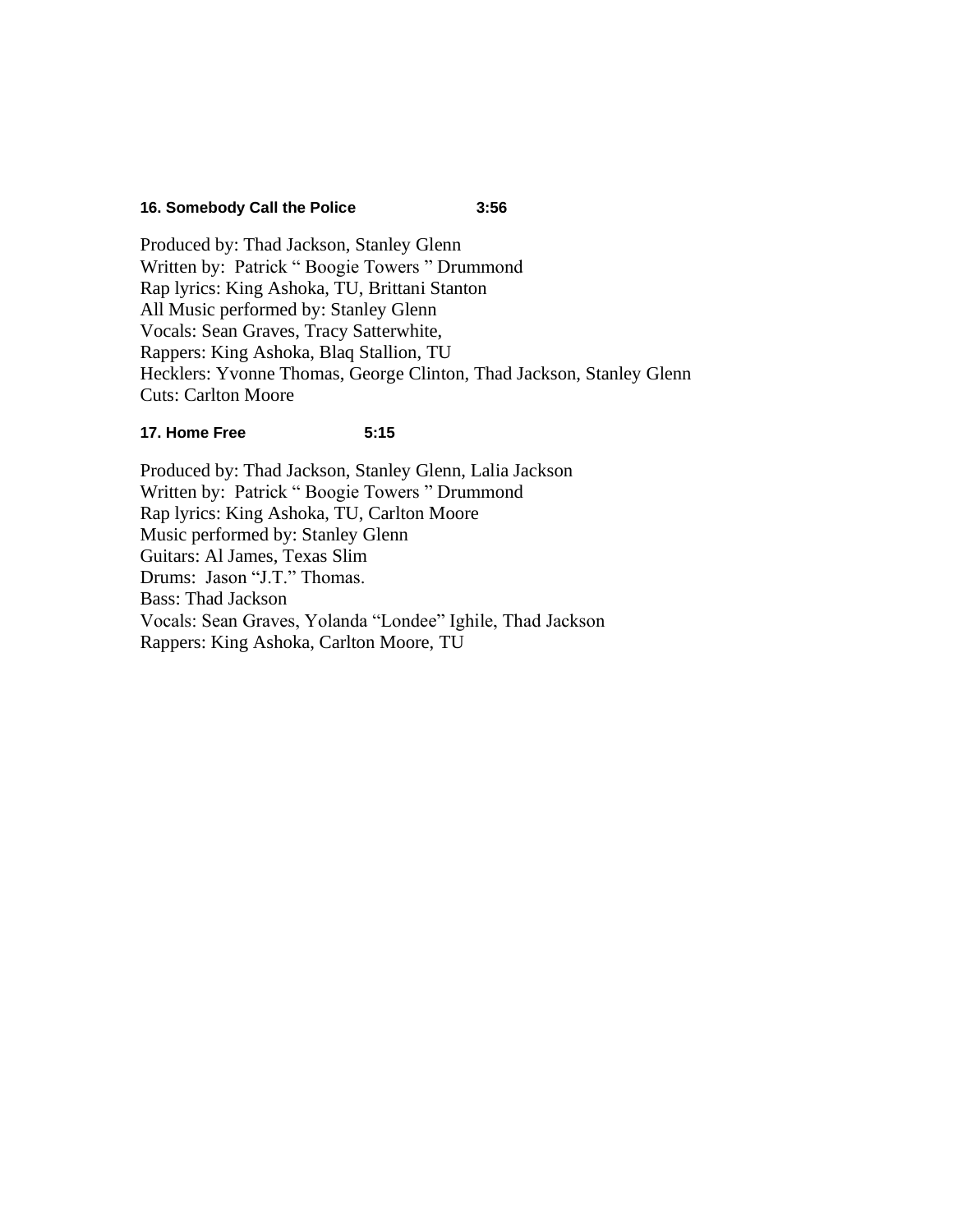**16. Somebody Call the Police 3:56**

Produced by: Thad Jackson, Stanley Glenn
Written by: Patrick " Boogie Towers " Drummond
Rap lyrics: King Ashoka, TU, Brittani Stanton
All Music performed by: Stanley Glenn
Vocals: Sean Graves, Tracy Satterwhite,
Rappers: King Ashoka, Blaq Stallion, TU
Hecklers: Yvonne Thomas, George Clinton, Thad Jackson, Stanley Glenn
Cuts: Carlton Moore

**17. Home Free 5:15**

Produced by: Thad Jackson, Stanley Glenn, Lalia Jackson
Written by: Patrick " Boogie Towers " Drummond
Rap lyrics: King Ashoka, TU, Carlton Moore
Music performed by: Stanley Glenn
Guitars: Al James, Texas Slim
Drums: Jason "J.T." Thomas.
Bass: Thad Jackson
Vocals: Sean Graves, Yolanda "Londee" Ighile, Thad Jackson
Rappers: King Ashoka, Carlton Moore, TU